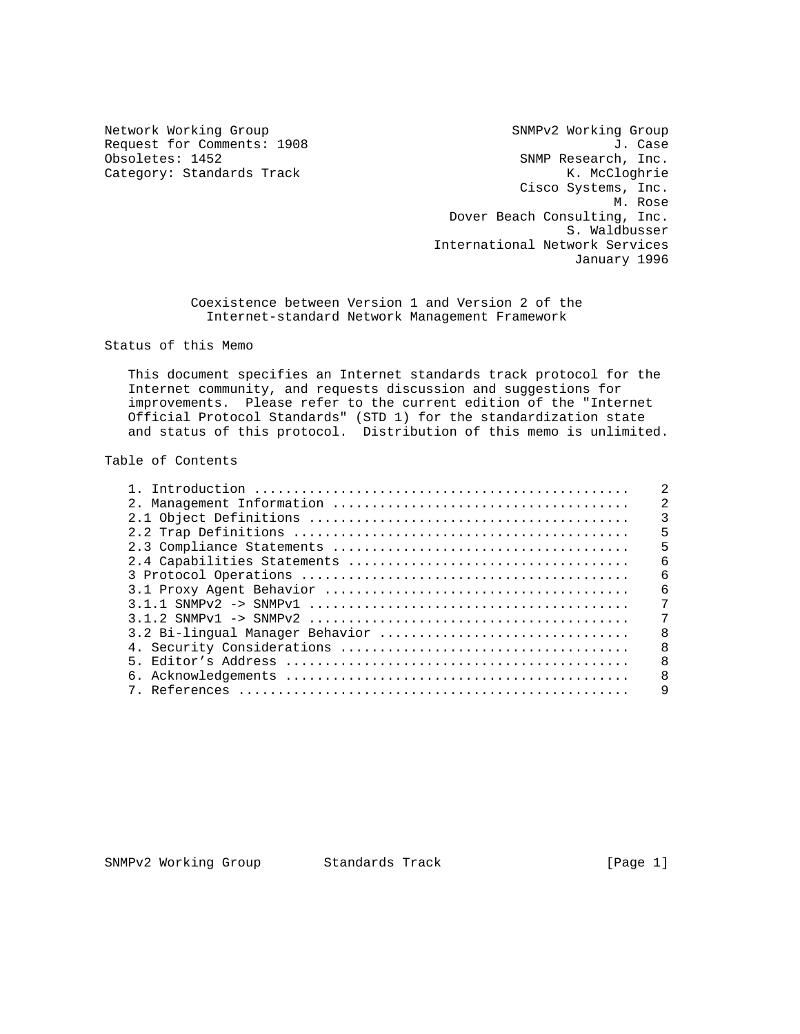Network Working Group                                    SNMPv2 Working Group
Request for Comments: 1908                                            J. Case
Obsoletes: 1452                                          SNMP Research, Inc.
Category: Standards Track                                       K. McCloghrie
                                                          Cisco Systems, Inc.
                                                                      M. Rose
                                                Dover Beach Consulting, Inc.
                                                               S. Waldbusser
                                              International Network Services
                                                                 January 1996

# Coexistence between Version 1 and Version 2 of the Internet-standard Network Management Framework

## Status of this Memo

This document specifies an Internet standards track protocol for the Internet community, and requests discussion and suggestions for improvements. Please refer to the current edition of the "Internet Official Protocol Standards" (STD 1) for the standardization state and status of this protocol. Distribution of this memo is unlimited.

## Table of Contents

```
1. Introduction ...............................................    2
2. Management Information .....................................    2
2.1 Object Definitions ........................................    3
2.2 Trap Definitions ..........................................    5
2.3 Compliance Statements .....................................    5
2.4 Capabilities Statements ...................................    6
3 Protocol Operations .........................................    6
3.1 Proxy Agent Behavior ......................................    6
3.1.1 SNMPv2 -> SNMPv1 ........................................    7
3.1.2 SNMPv1 -> SNMPv2 ........................................    7
3.2 Bi-lingual Manager Behavior ...............................    8
4. Security Considerations ....................................    8
5. Editor's Address ...........................................    8
6. Acknowledgements ...........................................    8
7. References .................................................    9
```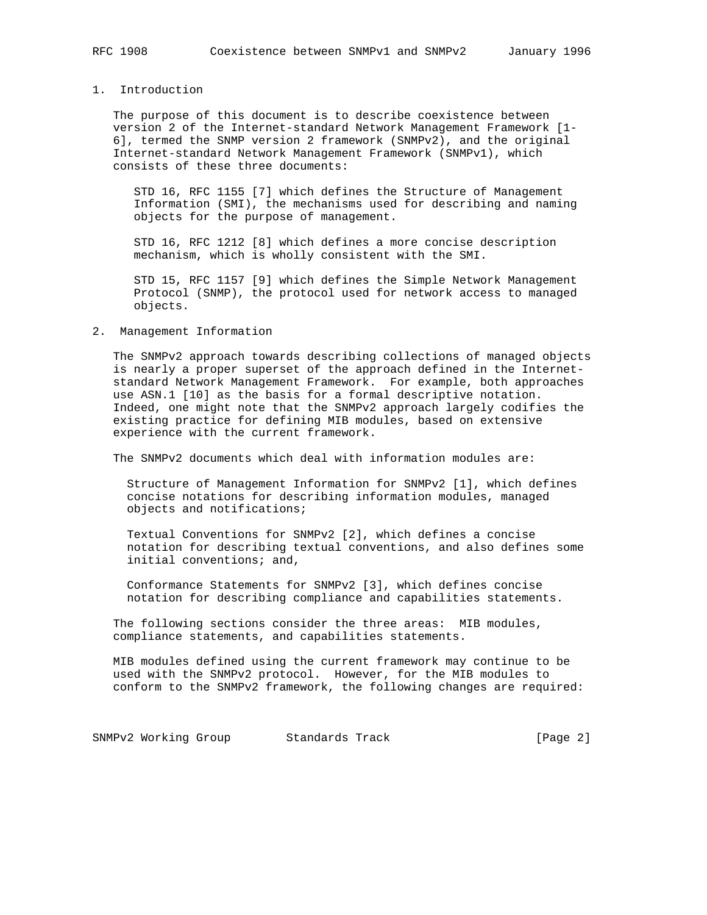## 1. Introduction

The purpose of this document is to describe coexistence between version 2 of the Internet-standard Network Management Framework [1-6], termed the SNMP version 2 framework (SNMPv2), and the original Internet-standard Network Management Framework (SNMPv1), which consists of these three documents:

STD 16, RFC 1155 [7] which defines the Structure of Management Information (SMI), the mechanisms used for describing and naming objects for the purpose of management.

STD 16, RFC 1212 [8] which defines a more concise description mechanism, which is wholly consistent with the SMI.

STD 15, RFC 1157 [9] which defines the Simple Network Management Protocol (SNMP), the protocol used for network access to managed objects.

## 2. Management Information

The SNMPv2 approach towards describing collections of managed objects is nearly a proper superset of the approach defined in the Internet-standard Network Management Framework. For example, both approaches use ASN.1 [10] as the basis for a formal descriptive notation. Indeed, one might note that the SNMPv2 approach largely codifies the existing practice for defining MIB modules, based on extensive experience with the current framework.

The SNMPv2 documents which deal with information modules are:

Structure of Management Information for SNMPv2 [1], which defines concise notations for describing information modules, managed objects and notifications;

Textual Conventions for SNMPv2 [2], which defines a concise notation for describing textual conventions, and also defines some initial conventions; and,

Conformance Statements for SNMPv2 [3], which defines concise notation for describing compliance and capabilities statements.

The following sections consider the three areas: MIB modules, compliance statements, and capabilities statements.

MIB modules defined using the current framework may continue to be used with the SNMPv2 protocol. However, for the MIB modules to conform to the SNMPv2 framework, the following changes are required: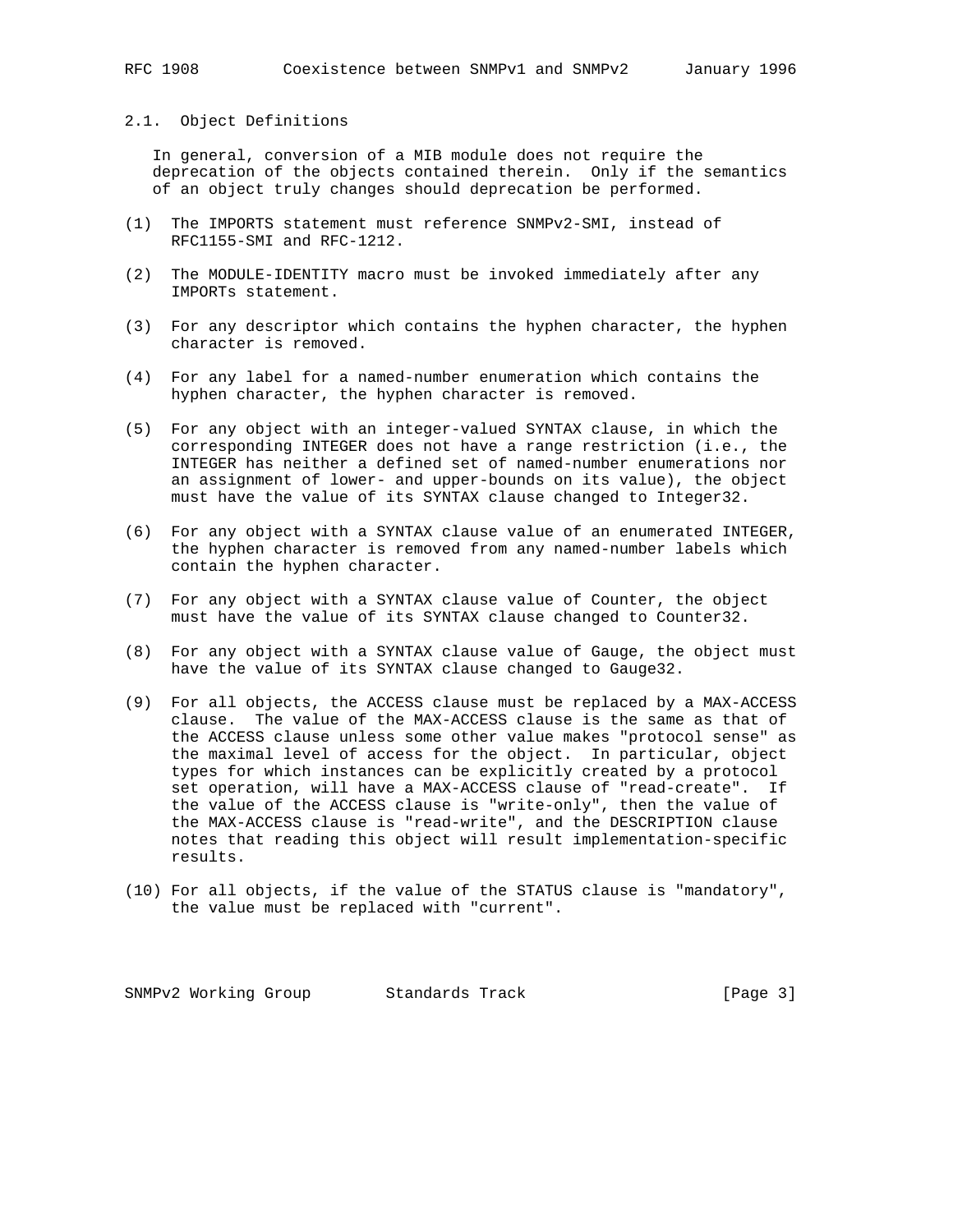## 2.1. Object Definitions

In general, conversion of a MIB module does not require the deprecation of the objects contained therein. Only if the semantics of an object truly changes should deprecation be performed.

(1) The IMPORTS statement must reference SNMPv2-SMI, instead of RFC1155-SMI and RFC-1212.

(2) The MODULE-IDENTITY macro must be invoked immediately after any IMPORTs statement.

(3) For any descriptor which contains the hyphen character, the hyphen character is removed.

(4) For any label for a named-number enumeration which contains the hyphen character, the hyphen character is removed.

(5) For any object with an integer-valued SYNTAX clause, in which the corresponding INTEGER does not have a range restriction (i.e., the INTEGER has neither a defined set of named-number enumerations nor an assignment of lower- and upper-bounds on its value), the object must have the value of its SYNTAX clause changed to Integer32.

(6) For any object with a SYNTAX clause value of an enumerated INTEGER, the hyphen character is removed from any named-number labels which contain the hyphen character.

(7) For any object with a SYNTAX clause value of Counter, the object must have the value of its SYNTAX clause changed to Counter32.

(8) For any object with a SYNTAX clause value of Gauge, the object must have the value of its SYNTAX clause changed to Gauge32.

(9) For all objects, the ACCESS clause must be replaced by a MAX-ACCESS clause. The value of the MAX-ACCESS clause is the same as that of the ACCESS clause unless some other value makes "protocol sense" as the maximal level of access for the object. In particular, object types for which instances can be explicitly created by a protocol set operation, will have a MAX-ACCESS clause of "read-create". If the value of the ACCESS clause is "write-only", then the value of the MAX-ACCESS clause is "read-write", and the DESCRIPTION clause notes that reading this object will result implementation-specific results.

(10) For all objects, if the value of the STATUS clause is "mandatory", the value must be replaced with "current".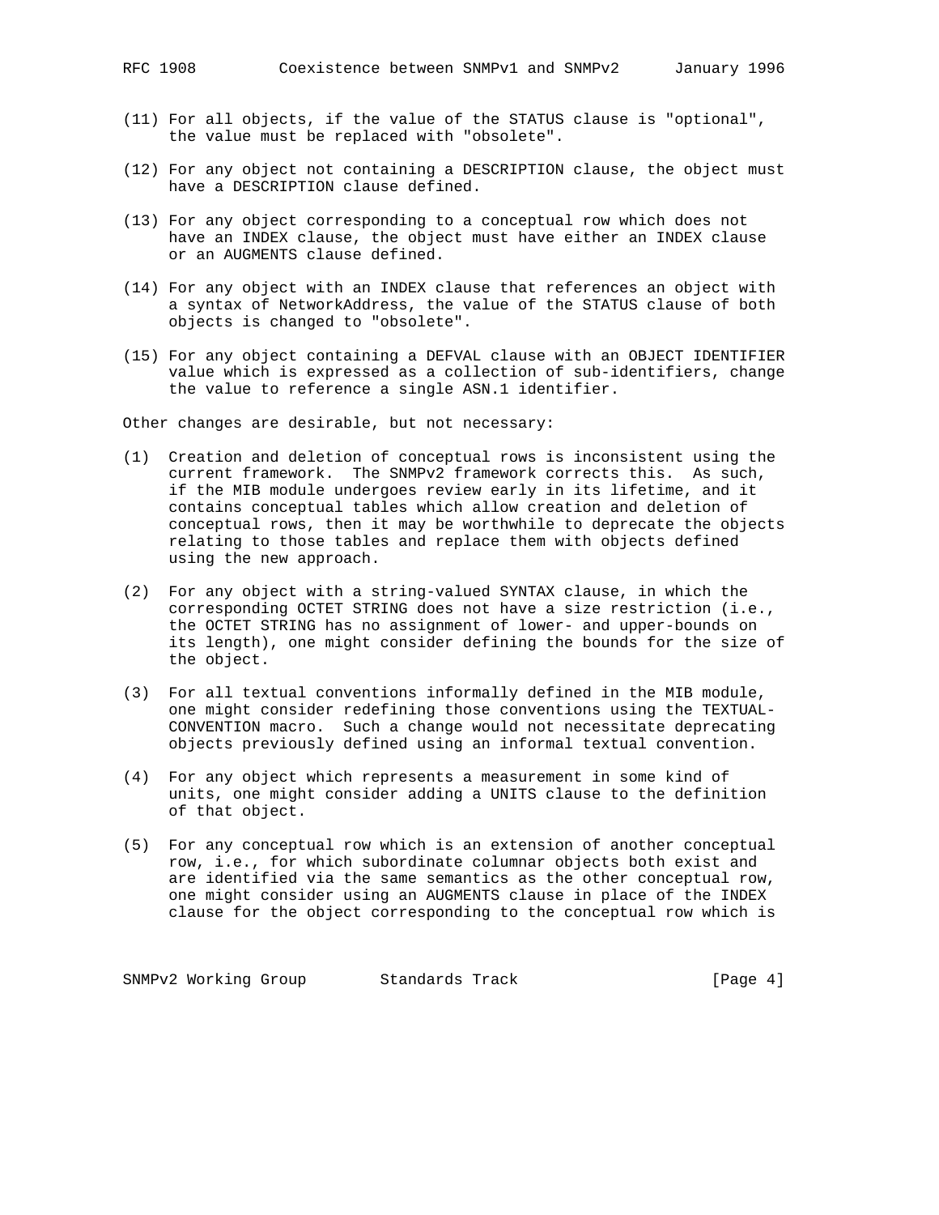(11) For all objects, if the value of the STATUS clause is "optional", the value must be replaced with "obsolete".

(12) For any object not containing a DESCRIPTION clause, the object must have a DESCRIPTION clause defined.

(13) For any object corresponding to a conceptual row which does not have an INDEX clause, the object must have either an INDEX clause or an AUGMENTS clause defined.

(14) For any object with an INDEX clause that references an object with a syntax of NetworkAddress, the value of the STATUS clause of both objects is changed to "obsolete".

(15) For any object containing a DEFVAL clause with an OBJECT IDENTIFIER value which is expressed as a collection of sub-identifiers, change the value to reference a single ASN.1 identifier.

Other changes are desirable, but not necessary:

(1) Creation and deletion of conceptual rows is inconsistent using the current framework. The SNMPv2 framework corrects this. As such, if the MIB module undergoes review early in its lifetime, and it contains conceptual tables which allow creation and deletion of conceptual rows, then it may be worthwhile to deprecate the objects relating to those tables and replace them with objects defined using the new approach.

(2) For any object with a string-valued SYNTAX clause, in which the corresponding OCTET STRING does not have a size restriction (i.e., the OCTET STRING has no assignment of lower- and upper-bounds on its length), one might consider defining the bounds for the size of the object.

(3) For all textual conventions informally defined in the MIB module, one might consider redefining those conventions using the TEXTUAL-CONVENTION macro. Such a change would not necessitate deprecating objects previously defined using an informal textual convention.

(4) For any object which represents a measurement in some kind of units, one might consider adding a UNITS clause to the definition of that object.

(5) For any conceptual row which is an extension of another conceptual row, i.e., for which subordinate columnar objects both exist and are identified via the same semantics as the other conceptual row, one might consider using an AUGMENTS clause in place of the INDEX clause for the object corresponding to the conceptual row which is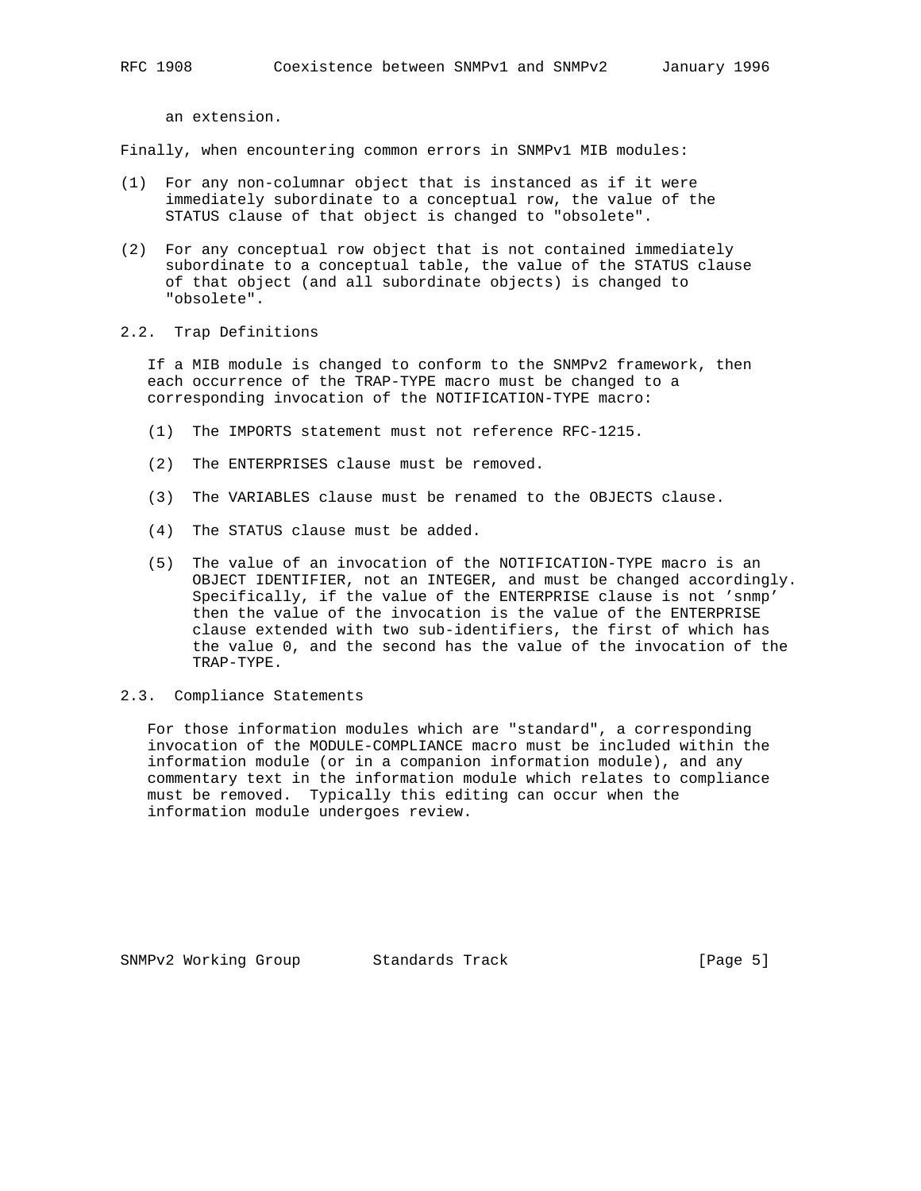an extension.

Finally, when encountering common errors in SNMPv1 MIB modules:

(1) For any non-columnar object that is instanced as if it were immediately subordinate to a conceptual row, the value of the STATUS clause of that object is changed to "obsolete".

(2) For any conceptual row object that is not contained immediately subordinate to a conceptual table, the value of the STATUS clause of that object (and all subordinate objects) is changed to "obsolete".

## 2.2. Trap Definitions

If a MIB module is changed to conform to the SNMPv2 framework, then each occurrence of the TRAP-TYPE macro must be changed to a corresponding invocation of the NOTIFICATION-TYPE macro:

(1) The IMPORTS statement must not reference RFC-1215.

(2) The ENTERPRISES clause must be removed.

(3) The VARIABLES clause must be renamed to the OBJECTS clause.

(4) The STATUS clause must be added.

(5) The value of an invocation of the NOTIFICATION-TYPE macro is an OBJECT IDENTIFIER, not an INTEGER, and must be changed accordingly. Specifically, if the value of the ENTERPRISE clause is not 'snmp' then the value of the invocation is the value of the ENTERPRISE clause extended with two sub-identifiers, the first of which has the value 0, and the second has the value of the invocation of the TRAP-TYPE.

## 2.3. Compliance Statements

For those information modules which are "standard", a corresponding invocation of the MODULE-COMPLIANCE macro must be included within the information module (or in a companion information module), and any commentary text in the information module which relates to compliance must be removed. Typically this editing can occur when the information module undergoes review.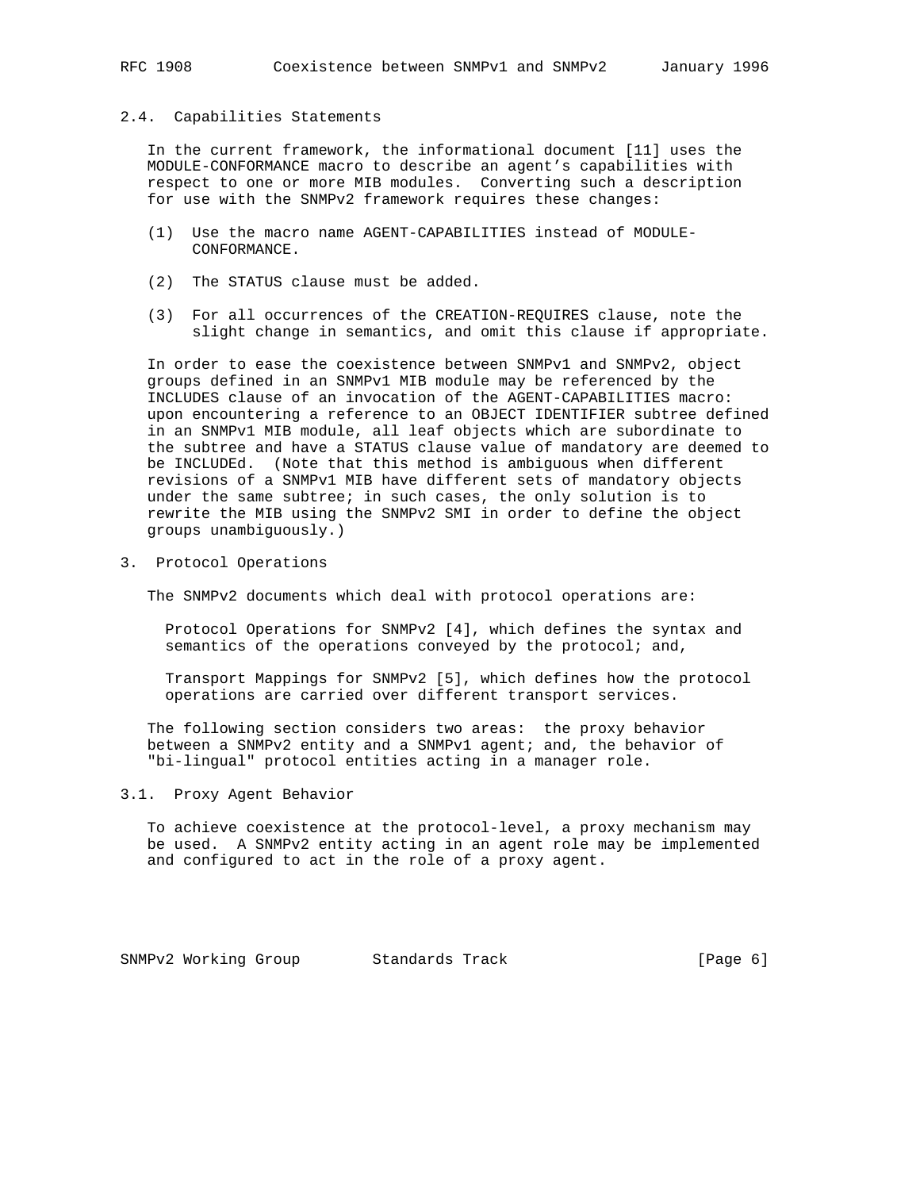### 2.4. Capabilities Statements

In the current framework, the informational document [11] uses the MODULE-CONFORMANCE macro to describe an agent's capabilities with respect to one or more MIB modules. Converting such a description for use with the SNMPv2 framework requires these changes:

(1) Use the macro name AGENT-CAPABILITIES instead of MODULE-CONFORMANCE.

(2) The STATUS clause must be added.

(3) For all occurrences of the CREATION-REQUIRES clause, note the slight change in semantics, and omit this clause if appropriate.

In order to ease the coexistence between SNMPv1 and SNMPv2, object groups defined in an SNMPv1 MIB module may be referenced by the INCLUDES clause of an invocation of the AGENT-CAPABILITIES macro: upon encountering a reference to an OBJECT IDENTIFIER subtree defined in an SNMPv1 MIB module, all leaf objects which are subordinate to the subtree and have a STATUS clause value of mandatory are deemed to be INCLUDEd. (Note that this method is ambiguous when different revisions of a SNMPv1 MIB have different sets of mandatory objects under the same subtree; in such cases, the only solution is to rewrite the MIB using the SNMPv2 SMI in order to define the object groups unambiguously.)

## 3. Protocol Operations

The SNMPv2 documents which deal with protocol operations are:

Protocol Operations for SNMPv2 [4], which defines the syntax and semantics of the operations conveyed by the protocol; and,

Transport Mappings for SNMPv2 [5], which defines how the protocol operations are carried over different transport services.

The following section considers two areas: the proxy behavior between a SNMPv2 entity and a SNMPv1 agent; and, the behavior of "bi-lingual" protocol entities acting in a manager role.

### 3.1. Proxy Agent Behavior

To achieve coexistence at the protocol-level, a proxy mechanism may be used. A SNMPv2 entity acting in an agent role may be implemented and configured to act in the role of a proxy agent.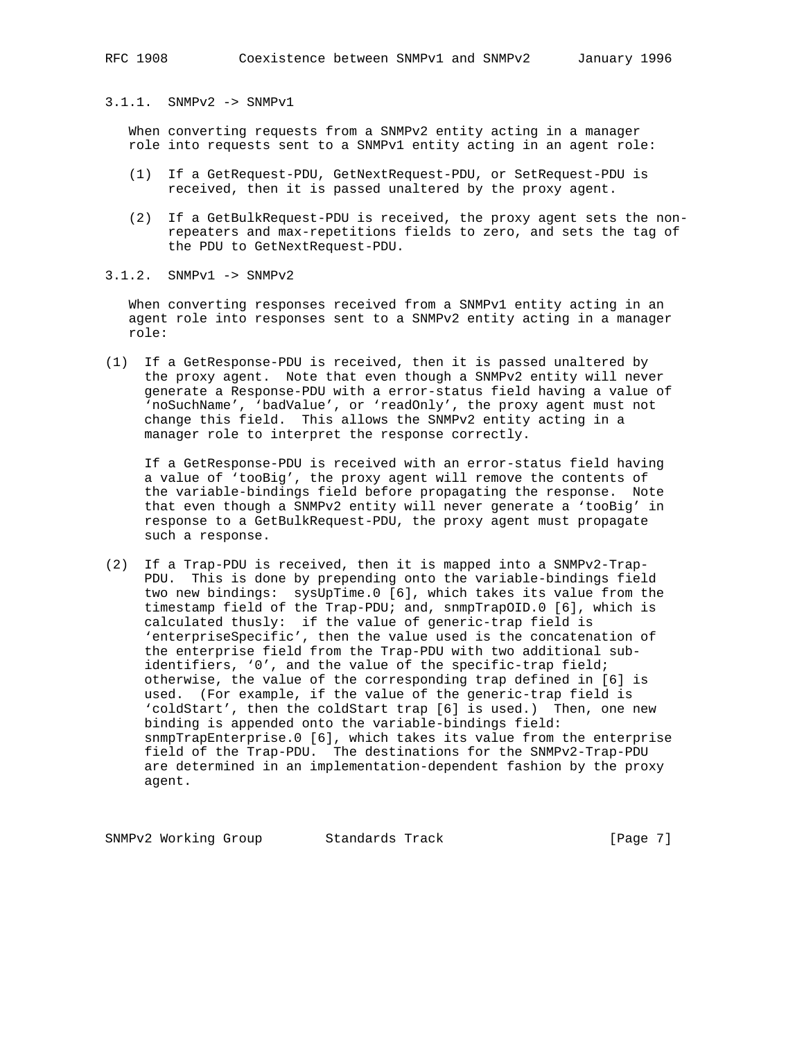### 3.1.1. SNMPv2 -> SNMPv1

When converting requests from a SNMPv2 entity acting in a manager role into requests sent to a SNMPv1 entity acting in an agent role:

(1) If a GetRequest-PDU, GetNextRequest-PDU, or SetRequest-PDU is received, then it is passed unaltered by the proxy agent.

(2) If a GetBulkRequest-PDU is received, the proxy agent sets the non-repeaters and max-repetitions fields to zero, and sets the tag of the PDU to GetNextRequest-PDU.

### 3.1.2. SNMPv1 -> SNMPv2

When converting responses received from a SNMPv1 entity acting in an agent role into responses sent to a SNMPv2 entity acting in a manager role:

(1) If a GetResponse-PDU is received, then it is passed unaltered by the proxy agent. Note that even though a SNMPv2 entity will never generate a Response-PDU with a error-status field having a value of 'noSuchName', 'badValue', or 'readOnly', the proxy agent must not change this field. This allows the SNMPv2 entity acting in a manager role to interpret the response correctly.

If a GetResponse-PDU is received with an error-status field having a value of 'tooBig', the proxy agent will remove the contents of the variable-bindings field before propagating the response. Note that even though a SNMPv2 entity will never generate a 'tooBig' in response to a GetBulkRequest-PDU, the proxy agent must propagate such a response.

(2) If a Trap-PDU is received, then it is mapped into a SNMPv2-Trap-PDU. This is done by prepending onto the variable-bindings field two new bindings: sysUpTime.0 [6], which takes its value from the timestamp field of the Trap-PDU; and, snmpTrapOID.0 [6], which is calculated thusly: if the value of generic-trap field is 'enterpriseSpecific', then the value used is the concatenation of the enterprise field from the Trap-PDU with two additional sub-identifiers, '0', and the value of the specific-trap field; otherwise, the value of the corresponding trap defined in [6] is used. (For example, if the value of the generic-trap field is 'coldStart', then the coldStart trap [6] is used.) Then, one new binding is appended onto the variable-bindings field: snmpTrapEnterprise.0 [6], which takes its value from the enterprise field of the Trap-PDU. The destinations for the SNMPv2-Trap-PDU are determined in an implementation-dependent fashion by the proxy agent.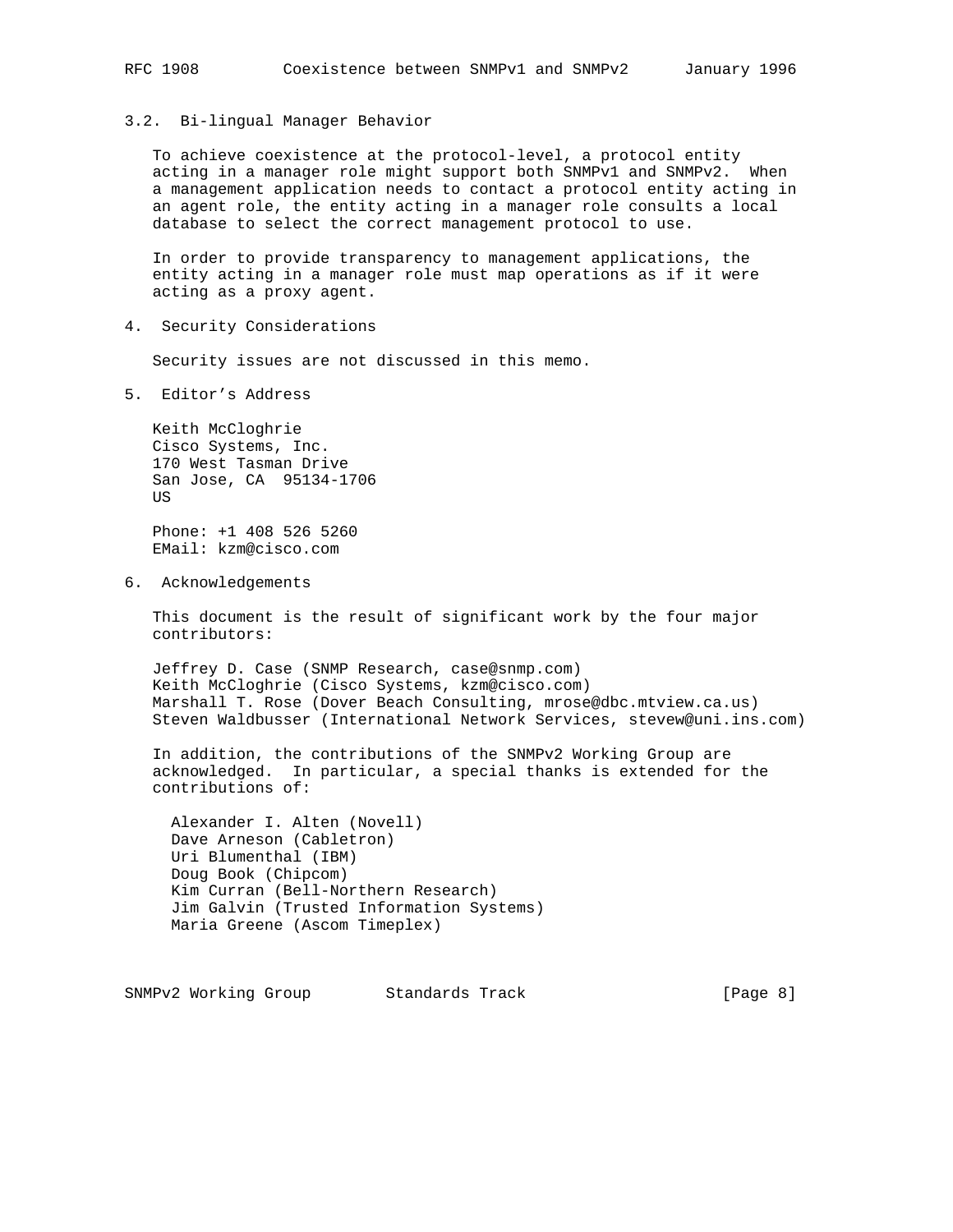### 3.2. Bi-lingual Manager Behavior

To achieve coexistence at the protocol-level, a protocol entity acting in a manager role might support both SNMPv1 and SNMPv2. When a management application needs to contact a protocol entity acting in an agent role, the entity acting in a manager role consults a local database to select the correct management protocol to use.

In order to provide transparency to management applications, the entity acting in a manager role must map operations as if it were acting as a proxy agent.

## 4. Security Considerations

Security issues are not discussed in this memo.

## 5. Editor's Address

Keith McCloghrie
Cisco Systems, Inc.
170 West Tasman Drive
San Jose, CA 95134-1706
US

Phone: +1 408 526 5260
EMail: kzm@cisco.com

## 6. Acknowledgements

This document is the result of significant work by the four major contributors:

Jeffrey D. Case (SNMP Research, case@snmp.com)
Keith McCloghrie (Cisco Systems, kzm@cisco.com)
Marshall T. Rose (Dover Beach Consulting, mrose@dbc.mtview.ca.us)
Steven Waldbusser (International Network Services, stevew@uni.ins.com)

In addition, the contributions of the SNMPv2 Working Group are acknowledged. In particular, a special thanks is extended for the contributions of:

Alexander I. Alten (Novell)
Dave Arneson (Cabletron)
Uri Blumenthal (IBM)
Doug Book (Chipcom)
Kim Curran (Bell-Northern Research)
Jim Galvin (Trusted Information Systems)
Maria Greene (Ascom Timeplex)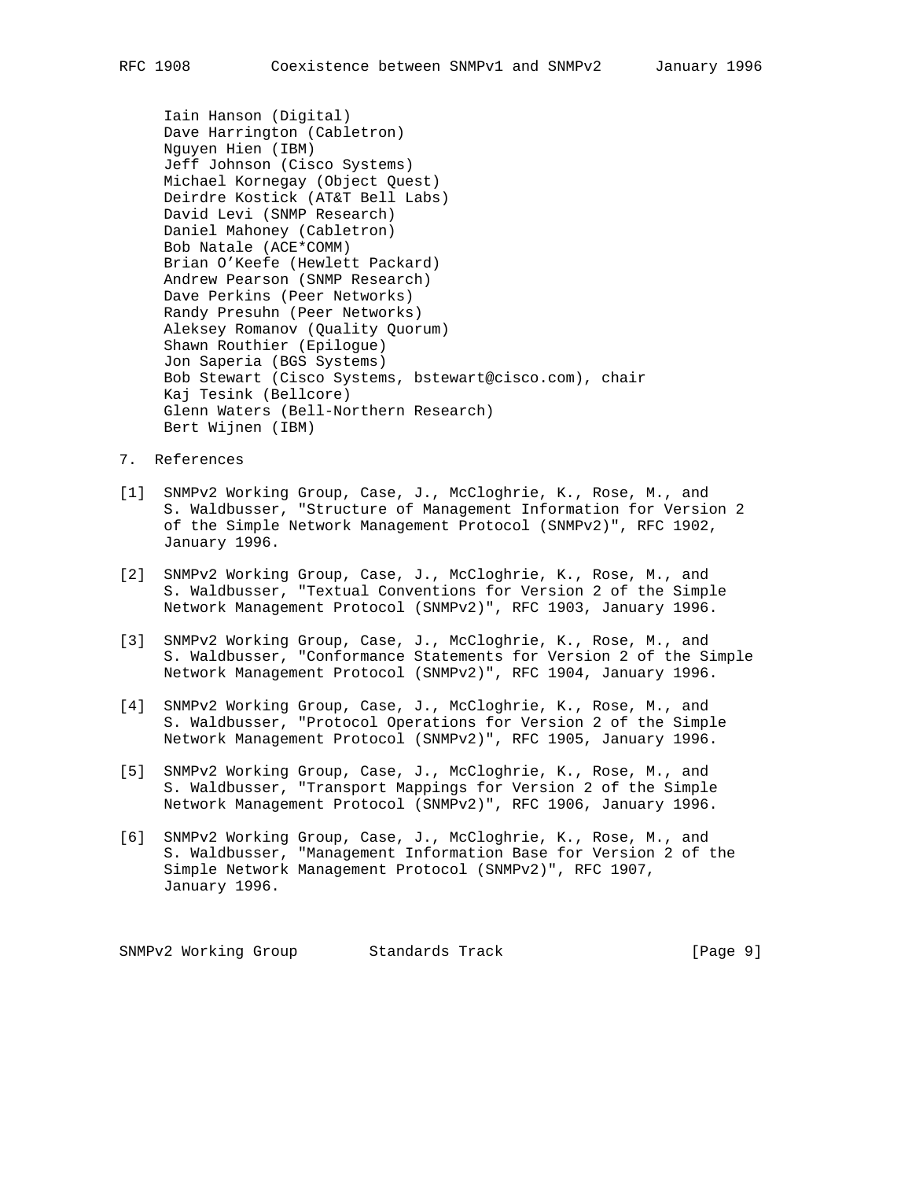Iain Hanson (Digital)
Dave Harrington (Cabletron)
Nguyen Hien (IBM)
Jeff Johnson (Cisco Systems)
Michael Kornegay (Object Quest)
Deirdre Kostick (AT&T Bell Labs)
David Levi (SNMP Research)
Daniel Mahoney (Cabletron)
Bob Natale (ACE*COMM)
Brian O'Keefe (Hewlett Packard)
Andrew Pearson (SNMP Research)
Dave Perkins (Peer Networks)
Randy Presuhn (Peer Networks)
Aleksey Romanov (Quality Quorum)
Shawn Routhier (Epilogue)
Jon Saperia (BGS Systems)
Bob Stewart (Cisco Systems, bstewart@cisco.com), chair
Kaj Tesink (Bellcore)
Glenn Waters (Bell-Northern Research)
Bert Wijnen (IBM)

## 7. References

[1] SNMPv2 Working Group, Case, J., McCloghrie, K., Rose, M., and S. Waldbusser, "Structure of Management Information for Version 2 of the Simple Network Management Protocol (SNMPv2)", RFC 1902, January 1996.

[2] SNMPv2 Working Group, Case, J., McCloghrie, K., Rose, M., and S. Waldbusser, "Textual Conventions for Version 2 of the Simple Network Management Protocol (SNMPv2)", RFC 1903, January 1996.

[3] SNMPv2 Working Group, Case, J., McCloghrie, K., Rose, M., and S. Waldbusser, "Conformance Statements for Version 2 of the Simple Network Management Protocol (SNMPv2)", RFC 1904, January 1996.

[4] SNMPv2 Working Group, Case, J., McCloghrie, K., Rose, M., and S. Waldbusser, "Protocol Operations for Version 2 of the Simple Network Management Protocol (SNMPv2)", RFC 1905, January 1996.

[5] SNMPv2 Working Group, Case, J., McCloghrie, K., Rose, M., and S. Waldbusser, "Transport Mappings for Version 2 of the Simple Network Management Protocol (SNMPv2)", RFC 1906, January 1996.

[6] SNMPv2 Working Group, Case, J., McCloghrie, K., Rose, M., and S. Waldbusser, "Management Information Base for Version 2 of the Simple Network Management Protocol (SNMPv2)", RFC 1907, January 1996.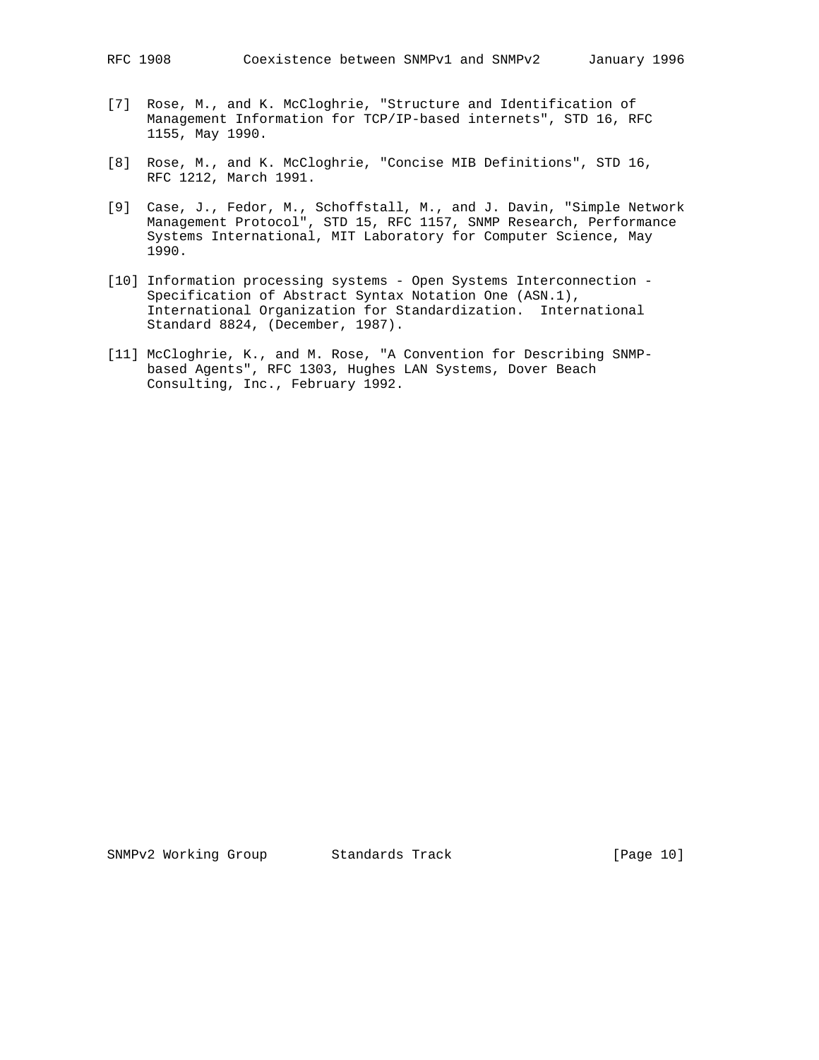[7] Rose, M., and K. McCloghrie, "Structure and Identification of Management Information for TCP/IP-based internets", STD 16, RFC 1155, May 1990.

[8] Rose, M., and K. McCloghrie, "Concise MIB Definitions", STD 16, RFC 1212, March 1991.

[9] Case, J., Fedor, M., Schoffstall, M., and J. Davin, "Simple Network Management Protocol", STD 15, RFC 1157, SNMP Research, Performance Systems International, MIT Laboratory for Computer Science, May 1990.

[10] Information processing systems - Open Systems Interconnection - Specification of Abstract Syntax Notation One (ASN.1), International Organization for Standardization. International Standard 8824, (December, 1987).

[11] McCloghrie, K., and M. Rose, "A Convention for Describing SNMP-based Agents", RFC 1303, Hughes LAN Systems, Dover Beach Consulting, Inc., February 1992.